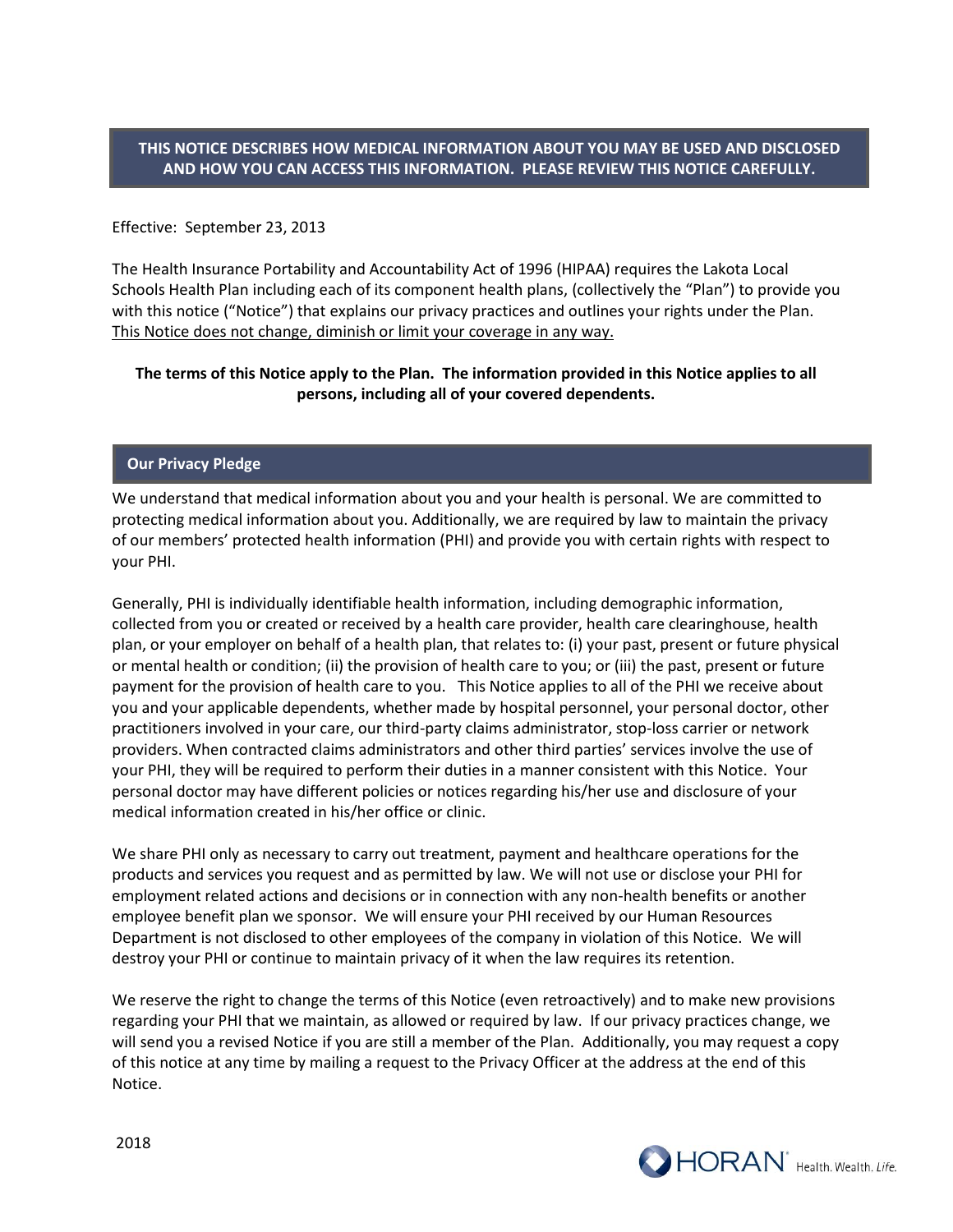**THIS NOTICE DESCRIBES HOW MEDICAL INFORMATION ABOUT YOU MAY BE USED AND DISCLOSED AND HOW YOU CAN ACCESS THIS INFORMATION. PLEASE REVIEW THIS NOTICE CAREFULLY.**

Effective: September 23, 2013

The Health Insurance Portability and Accountability Act of 1996 (HIPAA) requires the Lakota Local Schools Health Plan including each of its component health plans, (collectively the "Plan") to provide you with this notice ("Notice") that explains our privacy practices and outlines your rights under the Plan. <u>This Notice does not change, diminish or limit your coverage in any way.</u>

**The terms of this Notice apply to the Plan. The information provided in this Notice applies to all persons, including all of your covered dependents.**

## Our Privacy Pledge

We understand that medical information about you and your health is personal. We are committed to protecting medical information about you. Additionally, we are required by law to maintain the privacy of our members' protected health information (PHI) and provide you with certain rights with respect to your PHI.

Generally, PHI is individually identifiable health information, including demographic information, collected from you or created or received by a health care provider, health care clearinghouse, health plan, or your employer on behalf of a health plan, that relates to: (i) your past, present or future physical or mental health or condition; (ii) the provision of health care to you; or (iii) the past, present or future payment for the provision of health care to you. This Notice applies to all of the PHI we receive about you and your applicable dependents, whether made by hospital personnel, your personal doctor, other practitioners involved in your care, our third-party claims administrator, stop-loss carrier or network providers. When contracted claims administrators and other third parties' services involve the use of your PHI, they will be required to perform their duties in a manner consistent with this Notice. Your personal doctor may have different policies or notices regarding his/her use and disclosure of your medical information created in his/her office or clinic.

We share PHI only as necessary to carry out treatment, payment and healthcare operations for the products and services you request and as permitted by law. We will not use or disclose your PHI for employment related actions and decisions or in connection with any non-health benefits or another employee benefit plan we sponsor. We will ensure your PHI received by our Human Resources Department is not disclosed to other employees of the company in violation of this Notice. We will destroy your PHI or continue to maintain privacy of it when the law requires its retention.

We reserve the right to change the terms of this Notice (even retroactively) and to make new provisions regarding your PHI that we maintain, as allowed or required by law. If our privacy practices change, we will send you a revised Notice if you are still a member of the Plan. Additionally, you may request a copy of this notice at any time by mailing a request to the Privacy Officer at the address at the end of this Notice.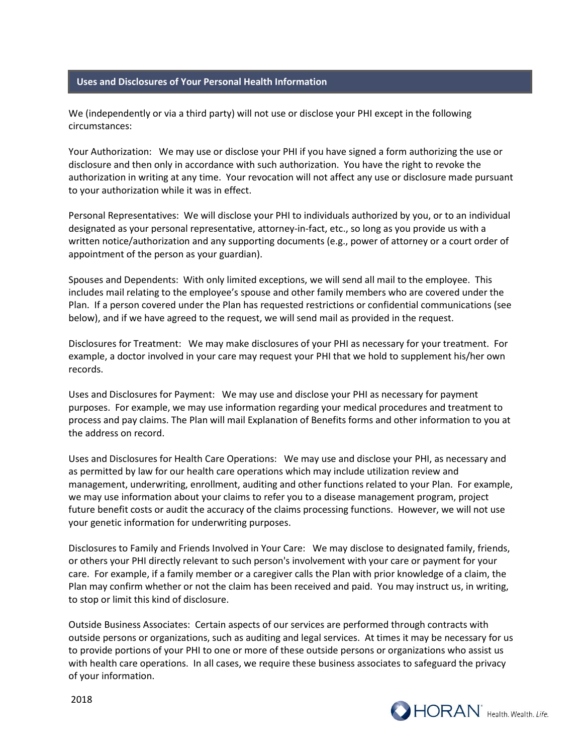## Uses and Disclosures of Your Personal Health Information

We (independently or via a third party) will not use or disclose your PHI except in the following circumstances:

Your Authorization: We may use or disclose your PHI if you have signed a form authorizing the use or disclosure and then only in accordance with such authorization. You have the right to revoke the authorization in writing at any time. Your revocation will not affect any use or disclosure made pursuant to your authorization while it was in effect.

Personal Representatives: We will disclose your PHI to individuals authorized by you, or to an individual designated as your personal representative, attorney-in-fact, etc., so long as you provide us with a written notice/authorization and any supporting documents (e.g., power of attorney or a court order of appointment of the person as your guardian).

Spouses and Dependents: With only limited exceptions, we will send all mail to the employee. This includes mail relating to the employee's spouse and other family members who are covered under the Plan. If a person covered under the Plan has requested restrictions or confidential communications (see below), and if we have agreed to the request, we will send mail as provided in the request.

Disclosures for Treatment: We may make disclosures of your PHI as necessary for your treatment. For example, a doctor involved in your care may request your PHI that we hold to supplement his/her own records.

Uses and Disclosures for Payment: We may use and disclose your PHI as necessary for payment purposes. For example, we may use information regarding your medical procedures and treatment to process and pay claims. The Plan will mail Explanation of Benefits forms and other information to you at the address on record.

Uses and Disclosures for Health Care Operations: We may use and disclose your PHI, as necessary and as permitted by law for our health care operations which may include utilization review and management, underwriting, enrollment, auditing and other functions related to your Plan. For example, we may use information about your claims to refer you to a disease management program, project future benefit costs or audit the accuracy of the claims processing functions. However, we will not use your genetic information for underwriting purposes.

Disclosures to Family and Friends Involved in Your Care: We may disclose to designated family, friends, or others your PHI directly relevant to such person's involvement with your care or payment for your care. For example, if a family member or a caregiver calls the Plan with prior knowledge of a claim, the Plan may confirm whether or not the claim has been received and paid. You may instruct us, in writing, to stop or limit this kind of disclosure.

Outside Business Associates: Certain aspects of our services are performed through contracts with outside persons or organizations, such as auditing and legal services. At times it may be necessary for us to provide portions of your PHI to one or more of these outside persons or organizations who assist us with health care operations. In all cases, we require these business associates to safeguard the privacy of your information.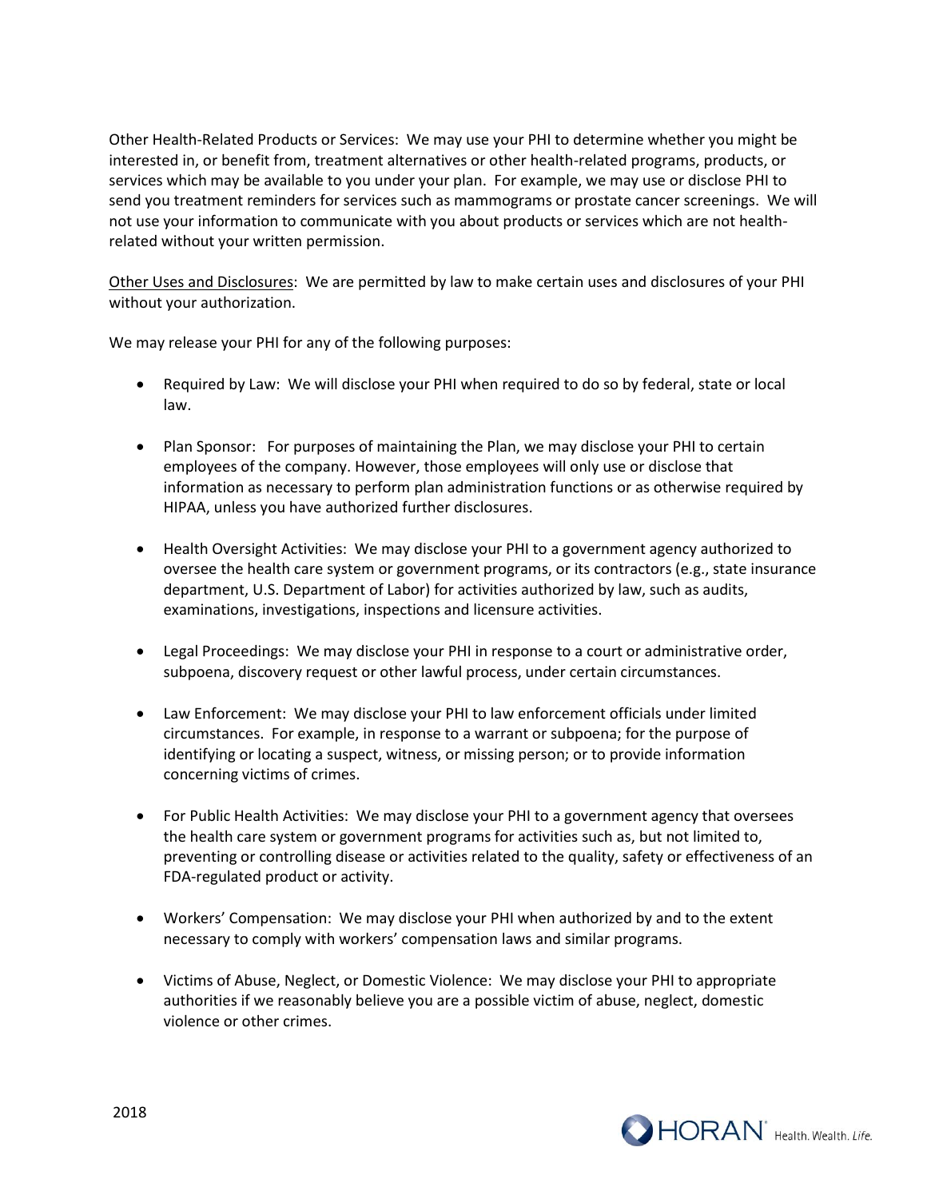Other Health-Related Products or Services: We may use your PHI to determine whether you might be interested in, or benefit from, treatment alternatives or other health-related programs, products, or services which may be available to you under your plan. For example, we may use or disclose PHI to send you treatment reminders for services such as mammograms or prostate cancer screenings. We will not use your information to communicate with you about products or services which are not health-related without your written permission.

<u>Other Uses and Disclosures</u>: We are permitted by law to make certain uses and disclosures of your PHI without your authorization.

We may release your PHI for any of the following purposes:

- Required by Law: We will disclose your PHI when required to do so by federal, state or local law.

- Plan Sponsor: For purposes of maintaining the Plan, we may disclose your PHI to certain employees of the company. However, those employees will only use or disclose that information as necessary to perform plan administration functions or as otherwise required by HIPAA, unless you have authorized further disclosures.

- Health Oversight Activities: We may disclose your PHI to a government agency authorized to oversee the health care system or government programs, or its contractors (e.g., state insurance department, U.S. Department of Labor) for activities authorized by law, such as audits, examinations, investigations, inspections and licensure activities.

- Legal Proceedings: We may disclose your PHI in response to a court or administrative order, subpoena, discovery request or other lawful process, under certain circumstances.

- Law Enforcement: We may disclose your PHI to law enforcement officials under limited circumstances. For example, in response to a warrant or subpoena; for the purpose of identifying or locating a suspect, witness, or missing person; or to provide information concerning victims of crimes.

- For Public Health Activities: We may disclose your PHI to a government agency that oversees the health care system or government programs for activities such as, but not limited to, preventing or controlling disease or activities related to the quality, safety or effectiveness of an FDA-regulated product or activity.

- Workers' Compensation: We may disclose your PHI when authorized by and to the extent necessary to comply with workers' compensation laws and similar programs.

- Victims of Abuse, Neglect, or Domestic Violence: We may disclose your PHI to appropriate authorities if we reasonably believe you are a possible victim of abuse, neglect, domestic violence or other crimes.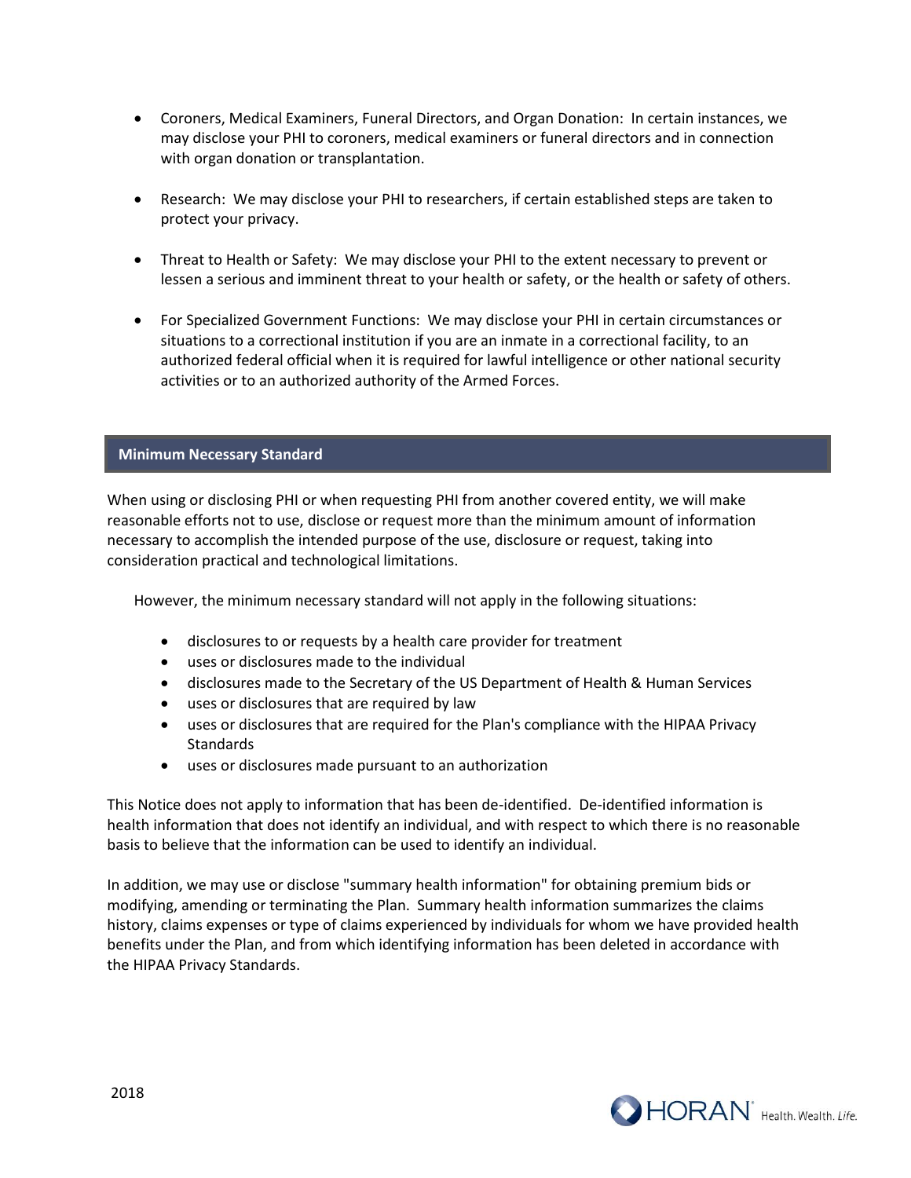- Coroners, Medical Examiners, Funeral Directors, and Organ Donation: In certain instances, we may disclose your PHI to coroners, medical examiners or funeral directors and in connection with organ donation or transplantation.

- Research: We may disclose your PHI to researchers, if certain established steps are taken to protect your privacy.

- Threat to Health or Safety: We may disclose your PHI to the extent necessary to prevent or lessen a serious and imminent threat to your health or safety, or the health or safety of others.

- For Specialized Government Functions: We may disclose your PHI in certain circumstances or situations to a correctional institution if you are an inmate in a correctional facility, to an authorized federal official when it is required for lawful intelligence or other national security activities or to an authorized authority of the Armed Forces.

## Minimum Necessary Standard

When using or disclosing PHI or when requesting PHI from another covered entity, we will make reasonable efforts not to use, disclose or request more than the minimum amount of information necessary to accomplish the intended purpose of the use, disclosure or request, taking into consideration practical and technological limitations.

However, the minimum necessary standard will not apply in the following situations:

- disclosures to or requests by a health care provider for treatment
- uses or disclosures made to the individual
- disclosures made to the Secretary of the US Department of Health & Human Services
- uses or disclosures that are required by law
- uses or disclosures that are required for the Plan's compliance with the HIPAA Privacy Standards
- uses or disclosures made pursuant to an authorization

This Notice does not apply to information that has been de-identified. De-identified information is health information that does not identify an individual, and with respect to which there is no reasonable basis to believe that the information can be used to identify an individual.

In addition, we may use or disclose "summary health information" for obtaining premium bids or modifying, amending or terminating the Plan. Summary health information summarizes the claims history, claims expenses or type of claims experienced by individuals for whom we have provided health benefits under the Plan, and from which identifying information has been deleted in accordance with the HIPAA Privacy Standards.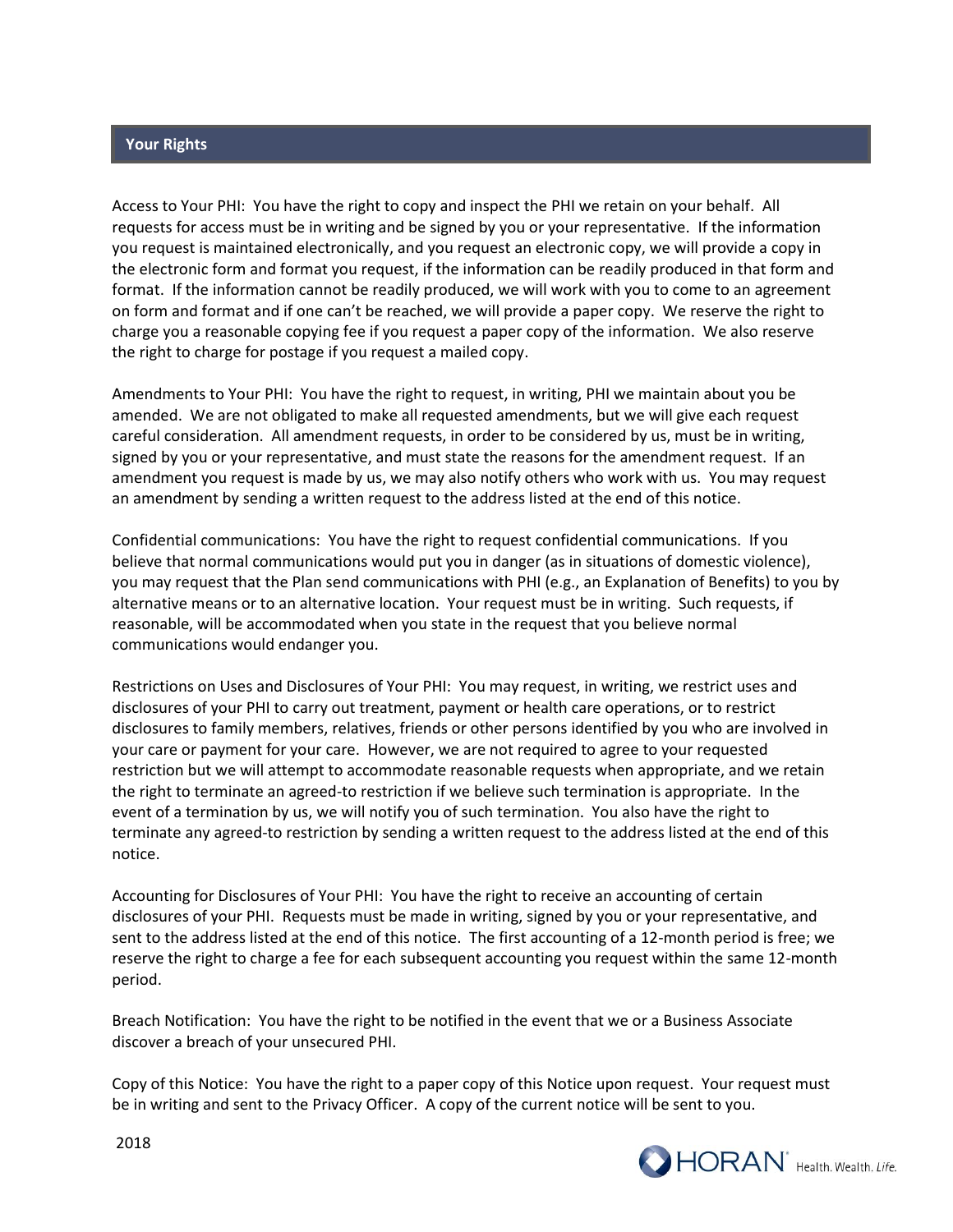## Your Rights

Access to Your PHI: You have the right to copy and inspect the PHI we retain on your behalf. All requests for access must be in writing and be signed by you or your representative. If the information you request is maintained electronically, and you request an electronic copy, we will provide a copy in the electronic form and format you request, if the information can be readily produced in that form and format. If the information cannot be readily produced, we will work with you to come to an agreement on form and format and if one can't be reached, we will provide a paper copy. We reserve the right to charge you a reasonable copying fee if you request a paper copy of the information. We also reserve the right to charge for postage if you request a mailed copy.

Amendments to Your PHI: You have the right to request, in writing, PHI we maintain about you be amended. We are not obligated to make all requested amendments, but we will give each request careful consideration. All amendment requests, in order to be considered by us, must be in writing, signed by you or your representative, and must state the reasons for the amendment request. If an amendment you request is made by us, we may also notify others who work with us. You may request an amendment by sending a written request to the address listed at the end of this notice.

Confidential communications: You have the right to request confidential communications. If you believe that normal communications would put you in danger (as in situations of domestic violence), you may request that the Plan send communications with PHI (e.g., an Explanation of Benefits) to you by alternative means or to an alternative location. Your request must be in writing. Such requests, if reasonable, will be accommodated when you state in the request that you believe normal communications would endanger you.

Restrictions on Uses and Disclosures of Your PHI: You may request, in writing, we restrict uses and disclosures of your PHI to carry out treatment, payment or health care operations, or to restrict disclosures to family members, relatives, friends or other persons identified by you who are involved in your care or payment for your care. However, we are not required to agree to your requested restriction but we will attempt to accommodate reasonable requests when appropriate, and we retain the right to terminate an agreed-to restriction if we believe such termination is appropriate. In the event of a termination by us, we will notify you of such termination. You also have the right to terminate any agreed-to restriction by sending a written request to the address listed at the end of this notice.

Accounting for Disclosures of Your PHI: You have the right to receive an accounting of certain disclosures of your PHI. Requests must be made in writing, signed by you or your representative, and sent to the address listed at the end of this notice. The first accounting of a 12-month period is free; we reserve the right to charge a fee for each subsequent accounting you request within the same 12-month period.

Breach Notification: You have the right to be notified in the event that we or a Business Associate discover a breach of your unsecured PHI.

Copy of this Notice: You have the right to a paper copy of this Notice upon request. Your request must be in writing and sent to the Privacy Officer. A copy of the current notice will be sent to you.

2018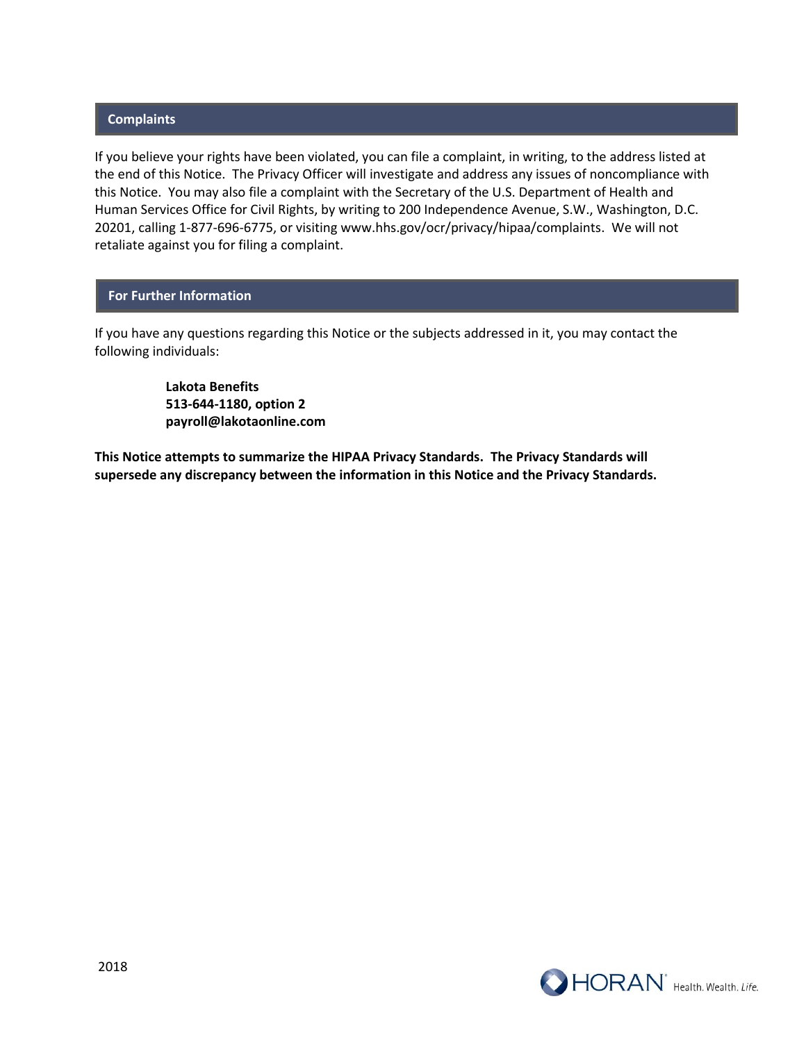## Complaints

If you believe your rights have been violated, you can file a complaint, in writing, to the address listed at the end of this Notice. The Privacy Officer will investigate and address any issues of noncompliance with this Notice. You may also file a complaint with the Secretary of the U.S. Department of Health and Human Services Office for Civil Rights, by writing to 200 Independence Avenue, S.W., Washington, D.C. 20201, calling 1-877-696-6775, or visiting www.hhs.gov/ocr/privacy/hipaa/complaints. We will not retaliate against you for filing a complaint.

## For Further Information

If you have any questions regarding this Notice or the subjects addressed in it, you may contact the following individuals:

> **Lakota Benefits**
> **513-644-1180, option 2**
> **payroll@lakotaonline.com**

**This Notice attempts to summarize the HIPAA Privacy Standards. The Privacy Standards will supersede any discrepancy between the information in this Notice and the Privacy Standards.**

2018

HORAN Health. Wealth. *Life.*